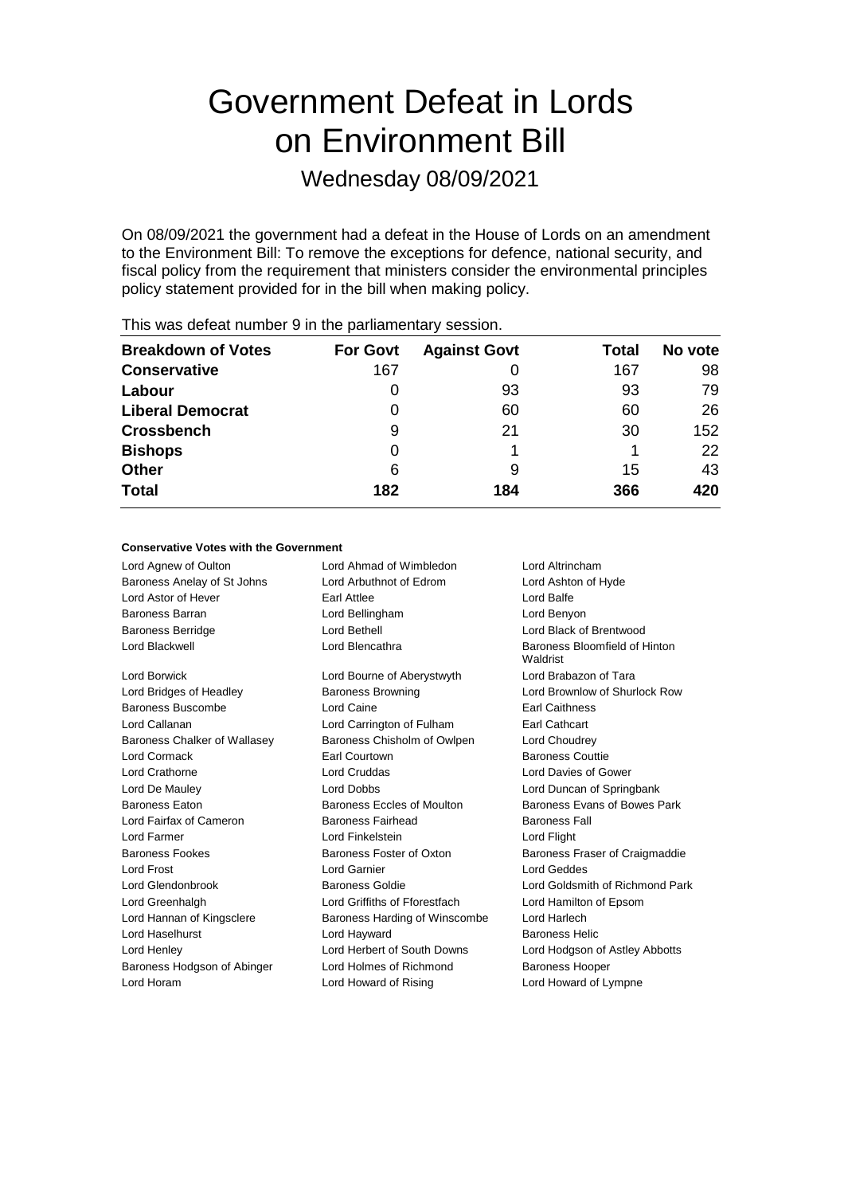# Government Defeat in Lords on Environment Bill

Wednesday 08/09/2021

On 08/09/2021 the government had a defeat in the House of Lords on an amendment to the Environment Bill: To remove the exceptions for defence, national security, and fiscal policy from the requirement that ministers consider the environmental principles policy statement provided for in the bill when making policy.

This was defeat number 9 in the parliamentary session.

| Breakdown of Votes | For Govt | Against Govt | Total | No vote |
|---|---|---|---|---|
| **Conservative** | 167 | 0 | 167 | 98 |
| **Labour** | 0 | 93 | 93 | 79 |
| **Liberal Democrat** | 0 | 60 | 60 | 26 |
| **Crossbench** | 9 | 21 | 30 | 152 |
| **Bishops** | 0 | 1 | 1 | 22 |
| **Other** | 6 | 9 | 15 | 43 |
| **Total** | **182** | **184** | **366** | **420** |

#### Conservative Votes with the Government

| | | |
|---|---|---|
| Lord Agnew of Oulton | Lord Ahmad of Wimbledon | Lord Altrincham |
| Baroness Anelay of St Johns | Lord Arbuthnot of Edrom | Lord Ashton of Hyde |
| Lord Astor of Hever | Earl Attlee | Lord Balfe |
| Baroness Barran | Lord Bellingham | Lord Benyon |
| Baroness Berridge | Lord Bethell | Lord Black of Brentwood |
| Lord Blackwell | Lord Blencathra | Baroness Bloomfield of Hinton Waldrist |
| Lord Borwick | Lord Bourne of Aberystwyth | Lord Brabazon of Tara |
| Lord Bridges of Headley | Baroness Browning | Lord Brownlow of Shurlock Row |
| Baroness Buscombe | Lord Caine | Earl Caithness |
| Lord Callanan | Lord Carrington of Fulham | Earl Cathcart |
| Baroness Chalker of Wallasey | Baroness Chisholm of Owlpen | Lord Choudrey |
| Lord Cormack | Earl Courtown | Baroness Couttie |
| Lord Crathorne | Lord Cruddas | Lord Davies of Gower |
| Lord De Mauley | Lord Dobbs | Lord Duncan of Springbank |
| Baroness Eaton | Baroness Eccles of Moulton | Baroness Evans of Bowes Park |
| Lord Fairfax of Cameron | Baroness Fairhead | Baroness Fall |
| Lord Farmer | Lord Finkelstein | Lord Flight |
| Baroness Fookes | Baroness Foster of Oxton | Baroness Fraser of Craigmaddie |
| Lord Frost | Lord Garnier | Lord Geddes |
| Lord Glendonbrook | Baroness Goldie | Lord Goldsmith of Richmond Park |
| Lord Greenhalgh | Lord Griffiths of Fforestfach | Lord Hamilton of Epsom |
| Lord Hannan of Kingsclere | Baroness Harding of Winscombe | Lord Harlech |
| Lord Haselhurst | Lord Hayward | Baroness Helic |
| Lord Henley | Lord Herbert of South Downs | Lord Hodgson of Astley Abbotts |
| Baroness Hodgson of Abinger | Lord Holmes of Richmond | Baroness Hooper |
| Lord Horam | Lord Howard of Rising | Lord Howard of Lympne |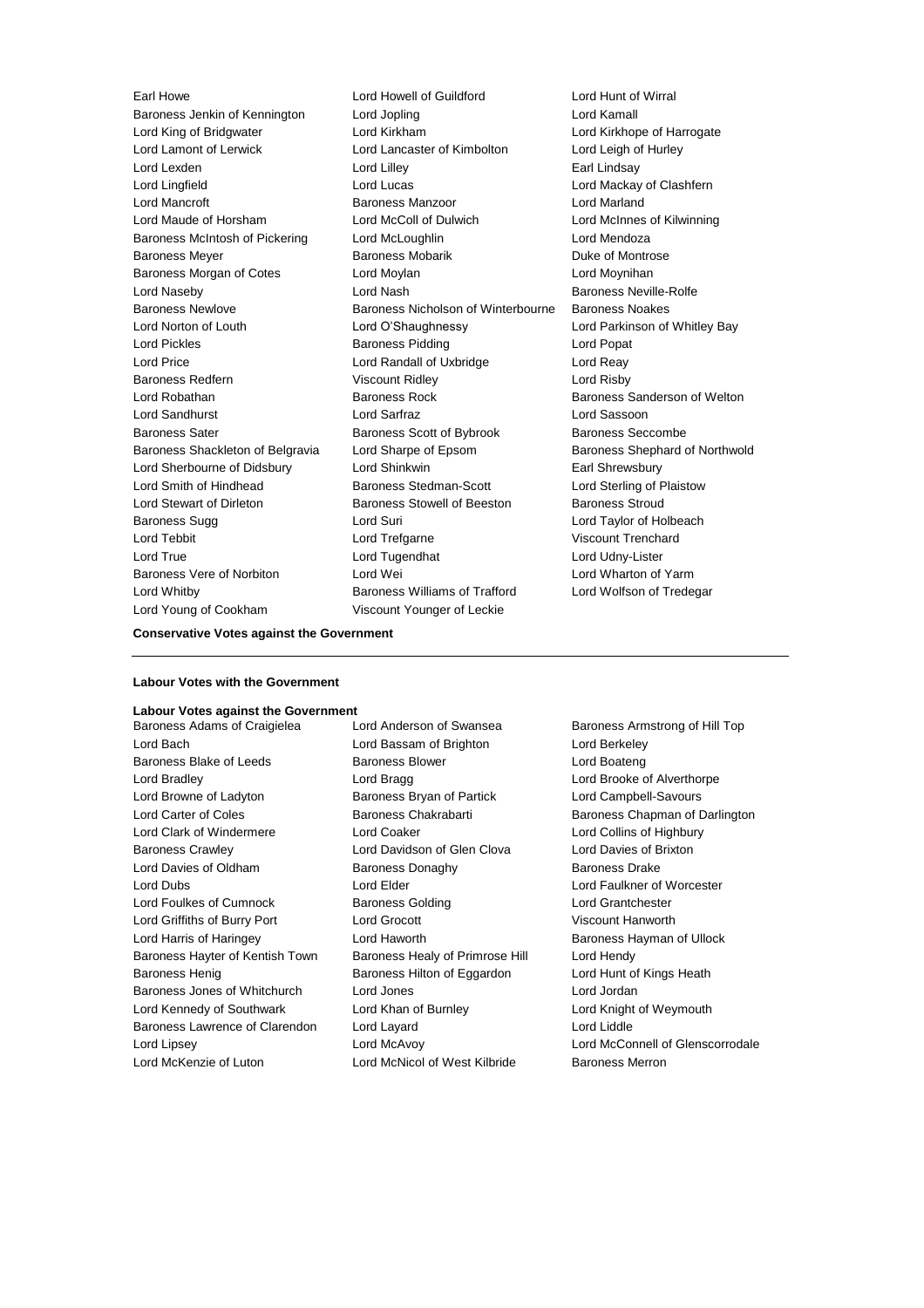Earl Howe
Lord Howell of Guildford
Lord Hunt of Wirral
Baroness Jenkin of Kennington
Lord Jopling
Lord Kamall
Lord King of Bridgwater
Lord Kirkham
Lord Kirkhope of Harrogate
Lord Lamont of Lerwick
Lord Lancaster of Kimbolton
Lord Leigh of Hurley
Lord Lexden
Lord Lilley
Earl Lindsay
Lord Lingfield
Lord Lucas
Lord Mackay of Clashfern
Lord Mancroft
Baroness Manzoor
Lord Marland
Lord Maude of Horsham
Lord McColl of Dulwich
Lord McInnes of Kilwinning
Baroness McIntosh of Pickering
Lord McLoughlin
Lord Mendoza
Baroness Meyer
Baroness Mobarik
Duke of Montrose
Baroness Morgan of Cotes
Lord Moylan
Lord Moynihan
Lord Naseby
Lord Nash
Baroness Neville-Rolfe
Baroness Newlove
Baroness Nicholson of Winterbourne
Baroness Noakes
Lord Norton of Louth
Lord O'Shaughnessy
Lord Parkinson of Whitley Bay
Lord Pickles
Baroness Pidding
Lord Popat
Lord Price
Lord Randall of Uxbridge
Lord Reay
Baroness Redfern
Viscount Ridley
Lord Risby
Lord Robathan
Baroness Rock
Baroness Sanderson of Welton
Lord Sandhurst
Lord Sarfraz
Lord Sassoon
Baroness Sater
Baroness Scott of Bybrook
Baroness Seccombe
Baroness Shackleton of Belgravia
Lord Sharpe of Epsom
Baroness Shephard of Northwold
Lord Sherbourne of Didsbury
Lord Shinkwin
Earl Shrewsbury
Lord Smith of Hindhead
Baroness Stedman-Scott
Lord Sterling of Plaistow
Lord Stewart of Dirleton
Baroness Stowell of Beeston
Baroness Stroud
Baroness Sugg
Lord Suri
Lord Taylor of Holbeach
Lord Tebbit
Lord Trefgarne
Viscount Trenchard
Lord True
Lord Tugendhat
Lord Udny-Lister
Baroness Vere of Norbiton
Lord Wei
Lord Wharton of Yarm
Lord Whitby
Baroness Williams of Trafford
Lord Wolfson of Tredegar
Lord Young of Cookham
Viscount Younger of Leckie

**Conservative Votes against the Government**

---

**Labour Votes with the Government**

**Labour Votes against the Government**

Baroness Adams of Craigielea
Lord Anderson of Swansea
Baroness Armstrong of Hill Top
Lord Bach
Lord Bassam of Brighton
Lord Berkeley
Baroness Blake of Leeds
Baroness Blower
Lord Boateng
Lord Bradley
Lord Bragg
Lord Brooke of Alverthorpe
Lord Browne of Ladyton
Baroness Bryan of Partick
Lord Campbell-Savours
Lord Carter of Coles
Baroness Chakrabarti
Baroness Chapman of Darlington
Lord Clark of Windermere
Lord Coaker
Lord Collins of Highbury
Baroness Crawley
Lord Davidson of Glen Clova
Lord Davies of Brixton
Lord Davies of Oldham
Baroness Donaghy
Baroness Drake
Lord Dubs
Lord Elder
Lord Faulkner of Worcester
Lord Foulkes of Cumnock
Baroness Golding
Lord Grantchester
Lord Griffiths of Burry Port
Lord Grocott
Viscount Hanworth
Lord Harris of Haringey
Lord Haworth
Baroness Hayman of Ullock
Baroness Hayter of Kentish Town
Baroness Healy of Primrose Hill
Lord Hendy
Baroness Henig
Baroness Hilton of Eggardon
Lord Hunt of Kings Heath
Baroness Jones of Whitchurch
Lord Jones
Lord Jordan
Lord Kennedy of Southwark
Lord Khan of Burnley
Lord Knight of Weymouth
Baroness Lawrence of Clarendon
Lord Layard
Lord Liddle
Lord Lipsey
Lord McAvoy
Lord McConnell of Glenscorrodale
Lord McKenzie of Luton
Lord McNicol of West Kilbride
Baroness Merron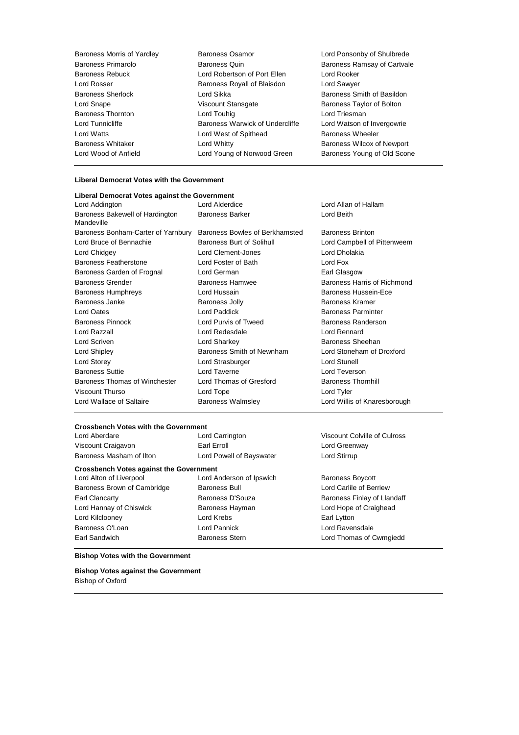| | | |
|---|---|---|
| Baroness Morris of Yardley | Baroness Osamor | Lord Ponsonby of Shulbrede |
| Baroness Primarolo | Baroness Quin | Baroness Ramsay of Cartvale |
| Baroness Rebuck | Lord Robertson of Port Ellen | Lord Rooker |
| Lord Rosser | Baroness Royall of Blaisdon | Lord Sawyer |
| Baroness Sherlock | Lord Sikka | Baroness Smith of Basildon |
| Lord Snape | Viscount Stansgate | Baroness Taylor of Bolton |
| Baroness Thornton | Lord Touhig | Lord Triesman |
| Lord Tunnicliffe | Baroness Warwick of Undercliffe | Lord Watson of Invergowrie |
| Lord Watts | Lord West of Spithead | Baroness Wheeler |
| Baroness Whitaker | Lord Whitty | Baroness Wilcox of Newport |
| Lord Wood of Anfield | Lord Young of Norwood Green | Baroness Young of Old Scone |

**Liberal Democrat Votes with the Government**

**Liberal Democrat Votes against the Government**

| | | |
|---|---|---|
| Lord Addington | Lord Alderdice | Lord Allan of Hallam |
| Baroness Bakewell of Hardington Mandeville | Baroness Barker | Lord Beith |
| Baroness Bonham-Carter of Yarnbury | Baroness Bowles of Berkhamsted | Baroness Brinton |
| Lord Bruce of Bennachie | Baroness Burt of Solihull | Lord Campbell of Pittenweem |
| Lord Chidgey | Lord Clement-Jones | Lord Dholakia |
| Baroness Featherstone | Lord Foster of Bath | Lord Fox |
| Baroness Garden of Frognal | Lord German | Earl Glasgow |
| Baroness Grender | Baroness Hamwee | Baroness Harris of Richmond |
| Baroness Humphreys | Lord Hussain | Baroness Hussein-Ece |
| Baroness Janke | Baroness Jolly | Baroness Kramer |
| Lord Oates | Lord Paddick | Baroness Parminter |
| Baroness Pinnock | Lord Purvis of Tweed | Baroness Randerson |
| Lord Razzall | Lord Redesdale | Lord Rennard |
| Lord Scriven | Lord Sharkey | Baroness Sheehan |
| Lord Shipley | Baroness Smith of Newnham | Lord Stoneham of Droxford |
| Lord Storey | Lord Strasburger | Lord Stunell |
| Baroness Suttie | Lord Taverne | Lord Teverson |
| Baroness Thomas of Winchester | Lord Thomas of Gresford | Baroness Thornhill |
| Viscount Thurso | Lord Tope | Lord Tyler |
| Lord Wallace of Saltaire | Baroness Walmsley | Lord Willis of Knaresborough |

**Crossbench Votes with the Government**

| | | |
|---|---|---|
| Lord Aberdare | Lord Carrington | Viscount Colville of Culross |
| Viscount Craigavon | Earl Erroll | Lord Greenway |
| Baroness Masham of Ilton | Lord Powell of Bayswater | Lord Stirrup |

**Crossbench Votes against the Government**

| | | |
|---|---|---|
| Lord Alton of Liverpool | Lord Anderson of Ipswich | Baroness Boycott |
| Baroness Brown of Cambridge | Baroness Bull | Lord Carlile of Berriew |
| Earl Clancarty | Baroness D'Souza | Baroness Finlay of Llandaff |
| Lord Hannay of Chiswick | Baroness Hayman | Lord Hope of Craighead |
| Lord Kilclooney | Lord Krebs | Earl Lytton |
| Baroness O'Loan | Lord Pannick | Lord Ravensdale |
| Earl Sandwich | Baroness Stern | Lord Thomas of Cwmgiedd |

**Bishop Votes with the Government**

**Bishop Votes against the Government**

Bishop of Oxford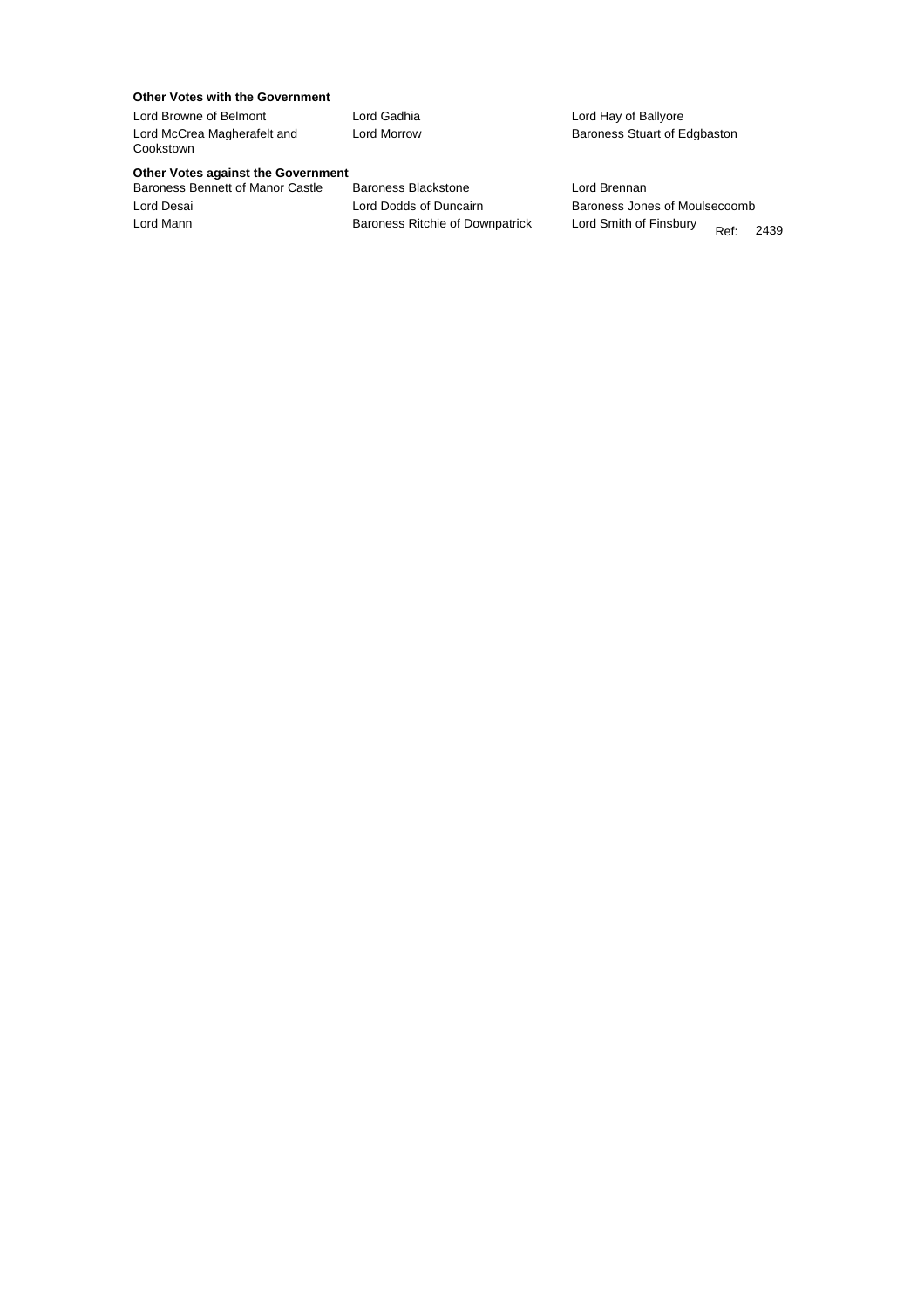**Other Votes with the Government**

| | | |
|---|---|---|
| Lord Browne of Belmont | Lord Gadhia | Lord Hay of Ballyore |
| Lord McCrea Magherafelt and Cookstown | Lord Morrow | Baroness Stuart of Edgbaston |

**Other Votes against the Government**

| | | |
|---|---|---|
| Baroness Bennett of Manor Castle | Baroness Blackstone | Lord Brennan |
| Lord Desai | Lord Dodds of Duncairn | Baroness Jones of Moulsecoomb |
| Lord Mann | Baroness Ritchie of Downpatrick | Lord Smith of Finsbury |

Ref: 2439